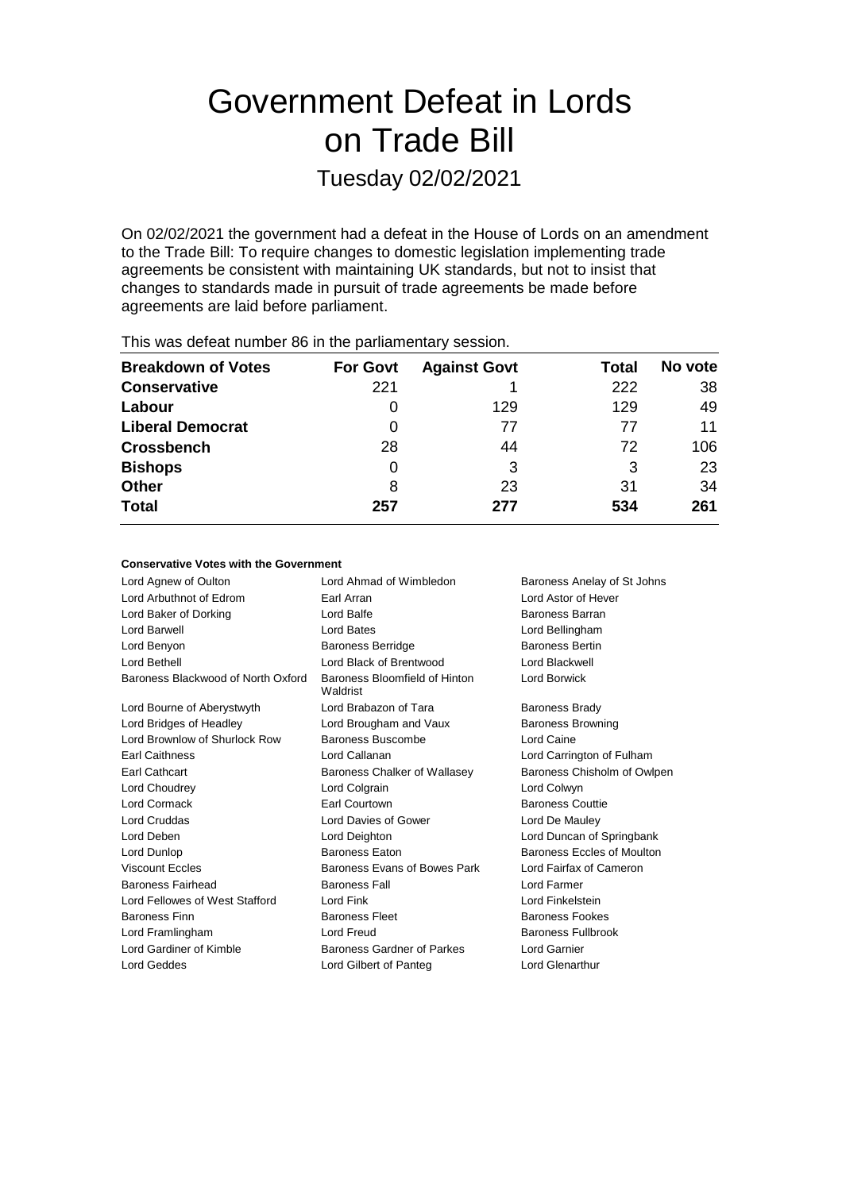# Government Defeat in Lords on Trade Bill

## Tuesday 02/02/2021

On 02/02/2021 the government had a defeat in the House of Lords on an amendment to the Trade Bill: To require changes to domestic legislation implementing trade agreements be consistent with maintaining UK standards, but not to insist that changes to standards made in pursuit of trade agreements be made before agreements are laid before parliament.

This was defeat number 86 in the parliamentary session.

| Breakdown of Votes | For Govt | Against Govt | Total | No vote |
|---|---|---|---|---|
| **Conservative** | 221 | 1 | 222 | 38 |
| **Labour** | 0 | 129 | 129 | 49 |
| **Liberal Democrat** | 0 | 77 | 77 | 11 |
| **Crossbench** | 28 | 44 | 72 | 106 |
| **Bishops** | 0 | 3 | 3 | 23 |
| **Other** | 8 | 23 | 31 | 34 |
| **Total** | **257** | **277** | **534** | **261** |

**Conservative Votes with the Government**

| | | |
|---|---|---|
| Lord Agnew of Oulton | Lord Ahmad of Wimbledon | Baroness Anelay of St Johns |
| Lord Arbuthnot of Edrom | Earl Arran | Lord Astor of Hever |
| Lord Baker of Dorking | Lord Balfe | Baroness Barran |
| Lord Barwell | Lord Bates | Lord Bellingham |
| Lord Benyon | Baroness Berridge | Baroness Bertin |
| Lord Bethell | Lord Black of Brentwood | Lord Blackwell |
| Baroness Blackwood of North Oxford | Baroness Bloomfield of Hinton Waldrist | Lord Borwick |
| Lord Bourne of Aberystwyth | Lord Brabazon of Tara | Baroness Brady |
| Lord Bridges of Headley | Lord Brougham and Vaux | Baroness Browning |
| Lord Brownlow of Shurlock Row | Baroness Buscombe | Lord Caine |
| Earl Caithness | Lord Callanan | Lord Carrington of Fulham |
| Earl Cathcart | Baroness Chalker of Wallasey | Baroness Chisholm of Owlpen |
| Lord Choudrey | Lord Colgrain | Lord Colwyn |
| Lord Cormack | Earl Courtown | Baroness Couttie |
| Lord Cruddas | Lord Davies of Gower | Lord De Mauley |
| Lord Deben | Lord Deighton | Lord Duncan of Springbank |
| Lord Dunlop | Baroness Eaton | Baroness Eccles of Moulton |
| Viscount Eccles | Baroness Evans of Bowes Park | Lord Fairfax of Cameron |
| Baroness Fairhead | Baroness Fall | Lord Farmer |
| Lord Fellowes of West Stafford | Lord Fink | Lord Finkelstein |
| Baroness Finn | Baroness Fleet | Baroness Fookes |
| Lord Framlingham | Lord Freud | Baroness Fullbrook |
| Lord Gardiner of Kimble | Baroness Gardner of Parkes | Lord Garnier |
| Lord Geddes | Lord Gilbert of Panteg | Lord Glenarthur |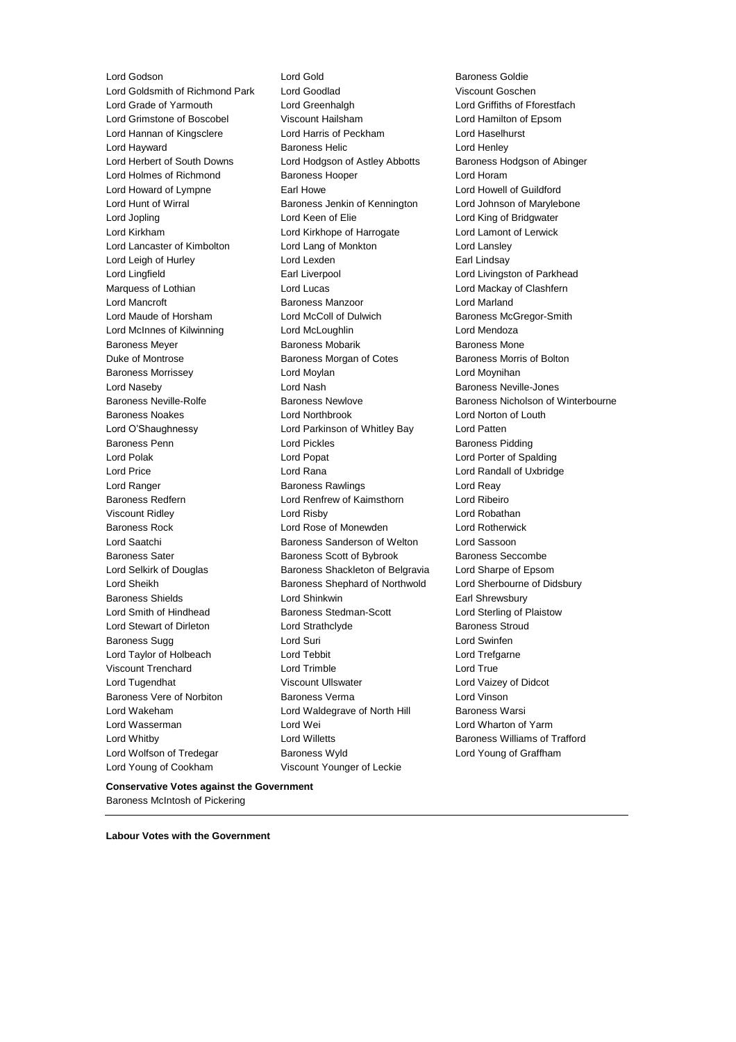Lord Godson
Lord Gold
Baroness Goldie
Lord Goldsmith of Richmond Park
Lord Goodlad
Viscount Goschen
Lord Grade of Yarmouth
Lord Greenhalgh
Lord Griffiths of Fforestfach
Lord Grimstone of Boscobel
Viscount Hailsham
Lord Hamilton of Epsom
Lord Hannan of Kingsclere
Lord Harris of Peckham
Lord Haselhurst
Lord Hayward
Baroness Helic
Lord Henley
Lord Herbert of South Downs
Lord Hodgson of Astley Abbotts
Baroness Hodgson of Abinger
Lord Holmes of Richmond
Baroness Hooper
Lord Horam
Lord Howard of Lympne
Earl Howe
Lord Howell of Guildford
Lord Hunt of Wirral
Baroness Jenkin of Kennington
Lord Johnson of Marylebone
Lord Jopling
Lord Keen of Elie
Lord King of Bridgwater
Lord Kirkham
Lord Kirkhope of Harrogate
Lord Lamont of Lerwick
Lord Lancaster of Kimbolton
Lord Lang of Monkton
Lord Lansley
Lord Leigh of Hurley
Lord Lexden
Earl Lindsay
Lord Lingfield
Earl Liverpool
Lord Livingston of Parkhead
Marquess of Lothian
Lord Lucas
Lord Mackay of Clashfern
Lord Mancroft
Baroness Manzoor
Lord Marland
Lord Maude of Horsham
Lord McColl of Dulwich
Baroness McGregor-Smith
Lord McInnes of Kilwinning
Lord McLoughlin
Lord Mendoza
Baroness Meyer
Baroness Mobarik
Baroness Mone
Duke of Montrose
Baroness Morgan of Cotes
Baroness Morris of Bolton
Baroness Morrissey
Lord Moylan
Lord Moynihan
Lord Naseby
Lord Nash
Baroness Neville-Jones
Baroness Neville-Rolfe
Baroness Newlove
Baroness Nicholson of Winterbourne
Baroness Noakes
Lord Northbrook
Lord Norton of Louth
Lord O'Shaughnessy
Lord Parkinson of Whitley Bay
Lord Patten
Baroness Penn
Lord Pickles
Baroness Pidding
Lord Polak
Lord Popat
Lord Porter of Spalding
Lord Price
Lord Rana
Lord Randall of Uxbridge
Lord Ranger
Baroness Rawlings
Lord Reay
Baroness Redfern
Lord Renfrew of Kaimsthorn
Lord Ribeiro
Viscount Ridley
Lord Risby
Lord Robathan
Baroness Rock
Lord Rose of Monewden
Lord Rotherwick
Lord Saatchi
Baroness Sanderson of Welton
Lord Sassoon
Baroness Sater
Baroness Scott of Bybrook
Baroness Seccombe
Lord Selkirk of Douglas
Baroness Shackleton of Belgravia
Lord Sharpe of Epsom
Lord Sheikh
Baroness Shephard of Northwold
Lord Sherbourne of Didsbury
Baroness Shields
Lord Shinkwin
Earl Shrewsbury
Lord Smith of Hindhead
Baroness Stedman-Scott
Lord Sterling of Plaistow
Lord Stewart of Dirleton
Lord Strathclyde
Baroness Stroud
Baroness Sugg
Lord Suri
Lord Swinfen
Lord Taylor of Holbeach
Lord Tebbit
Lord Trefgarne
Viscount Trenchard
Lord Trimble
Lord True
Lord Tugendhat
Viscount Ullswater
Lord Vaizey of Didcot
Baroness Vere of Norbiton
Baroness Verma
Lord Vinson
Lord Wakeham
Lord Waldegrave of North Hill
Baroness Warsi
Lord Wasserman
Lord Wei
Lord Wharton of Yarm
Lord Whitby
Lord Willetts
Baroness Williams of Trafford
Lord Wolfson of Tredegar
Baroness Wyld
Lord Young of Graffham
Lord Young of Cookham
Viscount Younger of Leckie

**Conservative Votes against the Government**

Baroness McIntosh of Pickering

---

**Labour Votes with the Government**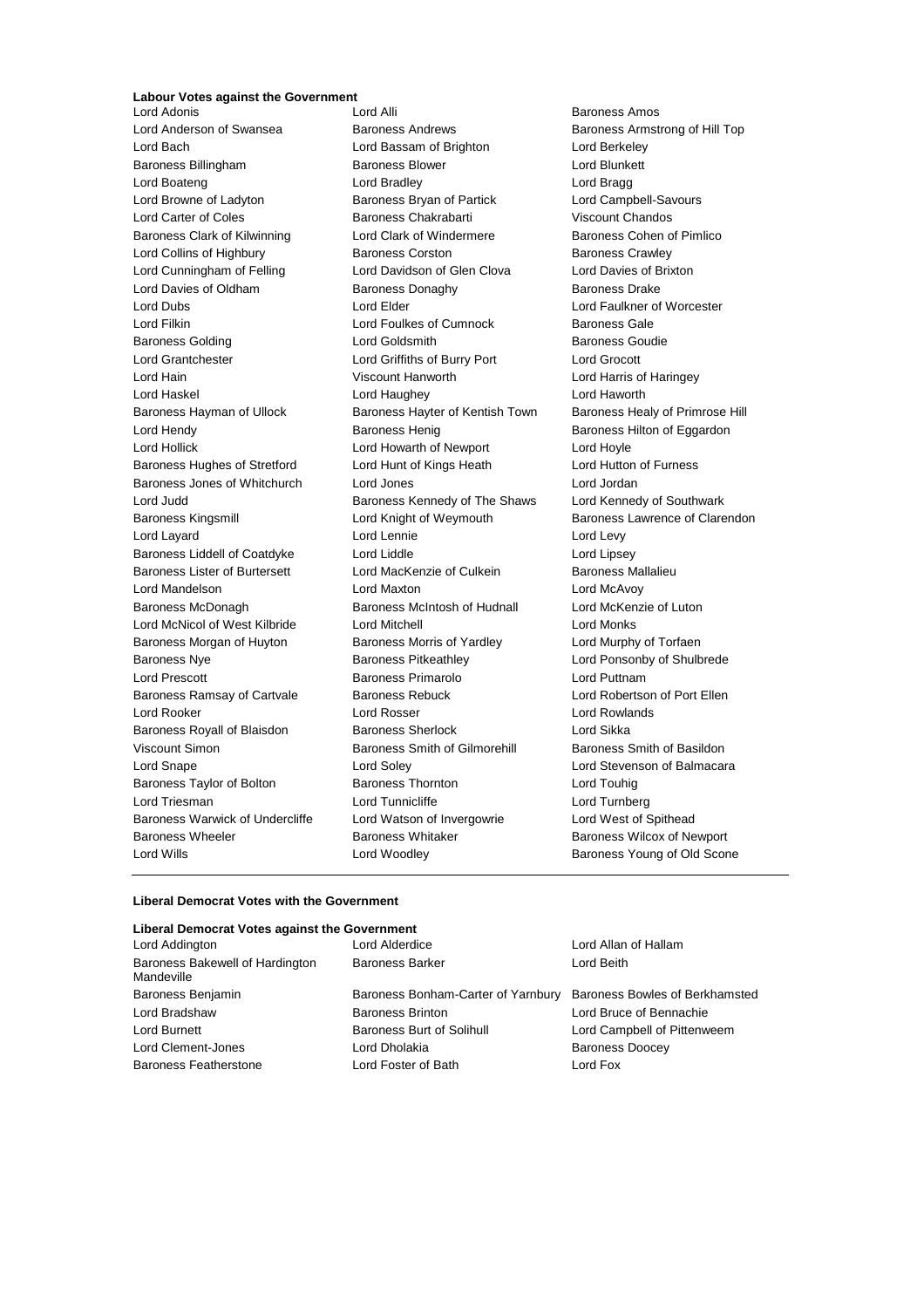**Labour Votes against the Government**

Lord Adonis
Lord Alli
Baroness Amos
Lord Anderson of Swansea
Baroness Andrews
Baroness Armstrong of Hill Top
Lord Bach
Lord Bassam of Brighton
Lord Berkeley
Baroness Billingham
Baroness Blower
Lord Blunkett
Lord Boateng
Lord Bradley
Lord Bragg
Lord Browne of Ladyton
Baroness Bryan of Partick
Lord Campbell-Savours
Lord Carter of Coles
Baroness Chakrabarti
Viscount Chandos
Baroness Clark of Kilwinning
Lord Clark of Windermere
Baroness Cohen of Pimlico
Lord Collins of Highbury
Baroness Corston
Baroness Crawley
Lord Cunningham of Felling
Lord Davidson of Glen Clova
Lord Davies of Brixton
Lord Davies of Oldham
Baroness Donaghy
Baroness Drake
Lord Dubs
Lord Elder
Lord Faulkner of Worcester
Lord Filkin
Lord Foulkes of Cumnock
Baroness Gale
Baroness Golding
Lord Goldsmith
Baroness Goudie
Lord Grantchester
Lord Griffiths of Burry Port
Lord Grocott
Lord Hain
Viscount Hanworth
Lord Harris of Haringey
Lord Haskel
Lord Haughey
Lord Haworth
Baroness Hayman of Ullock
Baroness Hayter of Kentish Town
Baroness Healy of Primrose Hill
Lord Hendy
Baroness Henig
Baroness Hilton of Eggardon
Lord Hollick
Lord Howarth of Newport
Lord Hoyle
Baroness Hughes of Stretford
Lord Hunt of Kings Heath
Lord Hutton of Furness
Baroness Jones of Whitchurch
Lord Jones
Lord Jordan
Lord Judd
Baroness Kennedy of The Shaws
Lord Kennedy of Southwark
Baroness Kingsmill
Lord Knight of Weymouth
Baroness Lawrence of Clarendon
Lord Layard
Lord Lennie
Lord Levy
Baroness Liddell of Coatdyke
Lord Liddle
Lord Lipsey
Baroness Lister of Burtersett
Lord MacKenzie of Culkein
Baroness Mallalieu
Lord Mandelson
Lord Maxton
Lord McAvoy
Baroness McDonagh
Baroness McIntosh of Hudnall
Lord McKenzie of Luton
Lord McNicol of West Kilbride
Lord Mitchell
Lord Monks
Baroness Morgan of Huyton
Baroness Morris of Yardley
Lord Murphy of Torfaen
Baroness Nye
Baroness Pitkeathley
Lord Ponsonby of Shulbrede
Lord Prescott
Baroness Primarolo
Lord Puttnam
Baroness Ramsay of Cartvale
Baroness Rebuck
Lord Robertson of Port Ellen
Lord Rooker
Lord Rosser
Lord Rowlands
Baroness Royall of Blaisdon
Baroness Sherlock
Lord Sikka
Viscount Simon
Baroness Smith of Gilmorehill
Baroness Smith of Basildon
Lord Snape
Lord Soley
Lord Stevenson of Balmacara
Baroness Taylor of Bolton
Baroness Thornton
Lord Touhig
Lord Triesman
Lord Tunnicliffe
Lord Turnberg
Baroness Warwick of Undercliffe
Lord Watson of Invergowrie
Lord West of Spithead
Baroness Wheeler
Baroness Whitaker
Baroness Wilcox of Newport
Lord Wills
Lord Woodley
Baroness Young of Old Scone

---

**Liberal Democrat Votes with the Government**

**Liberal Democrat Votes against the Government**

Lord Addington
Lord Alderdice
Lord Allan of Hallam
Baroness Bakewell of Hardington Mandeville
Baroness Barker
Lord Beith
Baroness Benjamin
Baroness Bonham-Carter of Yarnbury
Baroness Bowles of Berkhamsted
Lord Bradshaw
Baroness Brinton
Lord Bruce of Bennachie
Lord Burnett
Baroness Burt of Solihull
Lord Campbell of Pittenweem
Lord Clement-Jones
Lord Dholakia
Baroness Doocey
Baroness Featherstone
Lord Foster of Bath
Lord Fox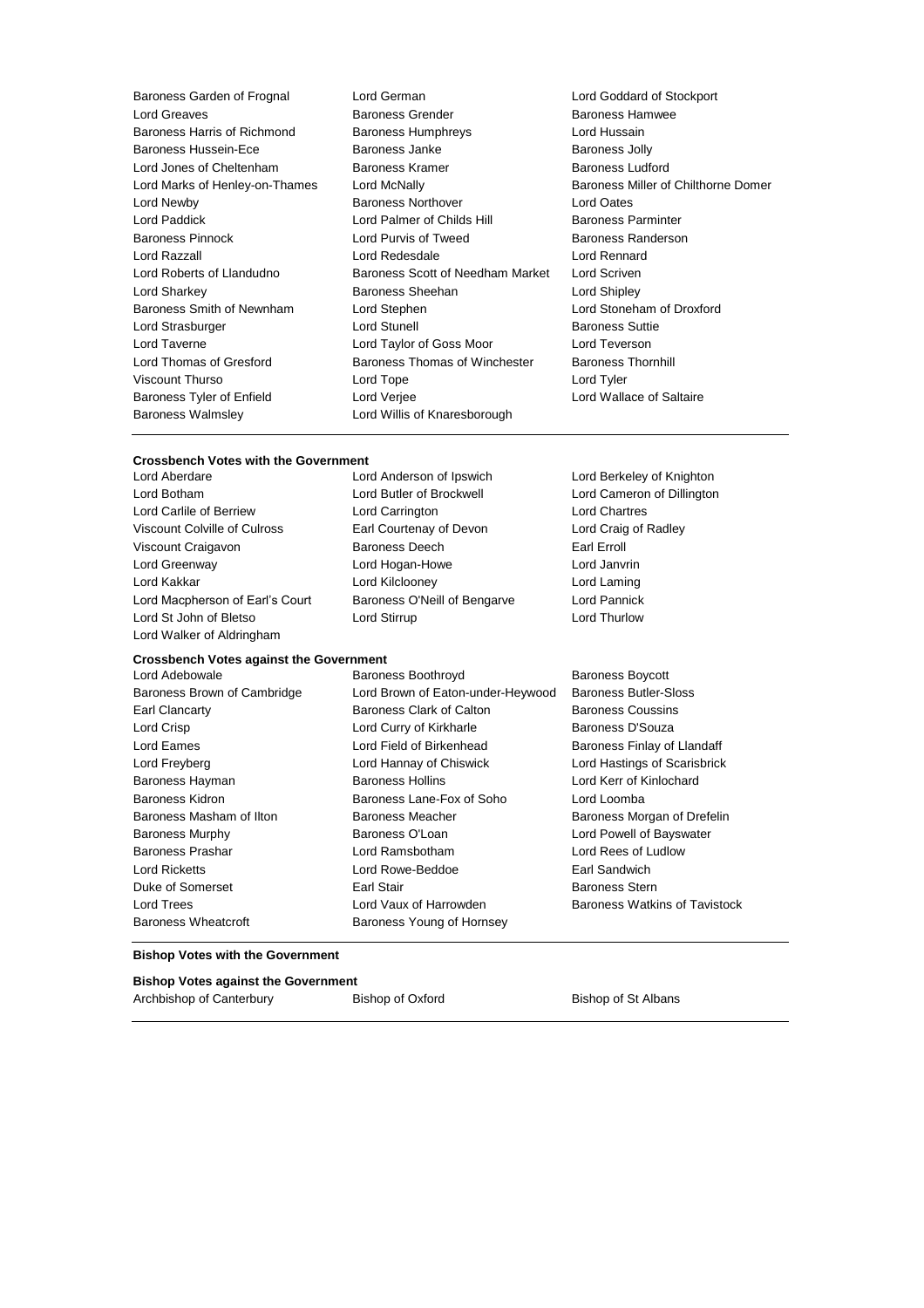Baroness Garden of Frognal, Lord German, Lord Goddard of Stockport, Lord Greaves, Baroness Grender, Baroness Hamwee, Baroness Harris of Richmond, Baroness Humphreys, Lord Hussain, Baroness Hussein-Ece, Baroness Janke, Baroness Jolly, Lord Jones of Cheltenham, Baroness Kramer, Baroness Ludford, Lord Marks of Henley-on-Thames, Lord McNally, Baroness Miller of Chilthorne Domer, Lord Newby, Baroness Northover, Lord Oates, Lord Paddick, Lord Palmer of Childs Hill, Baroness Parminter, Baroness Pinnock, Lord Purvis of Tweed, Baroness Randerson, Lord Razzall, Lord Redesdale, Lord Rennard, Lord Roberts of Llandudno, Baroness Scott of Needham Market, Lord Scriven, Lord Sharkey, Baroness Sheehan, Lord Shipley, Baroness Smith of Newnham, Lord Stephen, Lord Stoneham of Droxford, Lord Strasburger, Lord Stunell, Baroness Suttie, Lord Taverne, Lord Taylor of Goss Moor, Lord Teverson, Lord Thomas of Gresford, Baroness Thomas of Winchester, Baroness Thornhill, Viscount Thurso, Lord Tope, Lord Tyler, Baroness Tyler of Enfield, Lord Verjee, Lord Wallace of Saltaire, Baroness Walmsley, Lord Willis of Knaresborough

---

**Crossbench Votes with the Government**

Lord Aberdare, Lord Anderson of Ipswich, Lord Berkeley of Knighton, Lord Botham, Lord Butler of Brockwell, Lord Cameron of Dillington, Lord Carlile of Berriew, Lord Carrington, Lord Chartres, Viscount Colville of Culross, Earl Courtenay of Devon, Lord Craig of Radley, Viscount Craigavon, Baroness Deech, Earl Erroll, Lord Greenway, Lord Hogan-Howe, Lord Janvrin, Lord Kakkar, Lord Kilclooney, Lord Laming, Lord Macpherson of Earl's Court, Baroness O'Neill of Bengarve, Lord Pannick, Lord St John of Bletso, Lord Stirrup, Lord Thurlow, Lord Walker of Aldringham

**Crossbench Votes against the Government**

Lord Adebowale, Baroness Boothroyd, Baroness Boycott, Baroness Brown of Cambridge, Lord Brown of Eaton-under-Heywood, Baroness Butler-Sloss, Earl Clancarty, Baroness Clark of Calton, Baroness Coussins, Lord Crisp, Lord Curry of Kirkharle, Baroness D'Souza, Lord Eames, Lord Field of Birkenhead, Baroness Finlay of Llandaff, Lord Freyberg, Lord Hannay of Chiswick, Lord Hastings of Scarisbrick, Baroness Hayman, Baroness Hollins, Lord Kerr of Kinlochard, Baroness Kidron, Baroness Lane-Fox of Soho, Lord Loomba, Baroness Masham of Ilton, Baroness Meacher, Baroness Morgan of Drefelin, Baroness Murphy, Baroness O'Loan, Lord Powell of Bayswater, Baroness Prashar, Lord Ramsbotham, Lord Rees of Ludlow, Lord Ricketts, Lord Rowe-Beddoe, Earl Sandwich, Duke of Somerset, Earl Stair, Baroness Stern, Lord Trees, Lord Vaux of Harrowden, Baroness Watkins of Tavistock, Baroness Wheatcroft, Baroness Young of Hornsey

---

**Bishop Votes with the Government**

**Bishop Votes against the Government**

Archbishop of Canterbury, Bishop of Oxford, Bishop of St Albans

---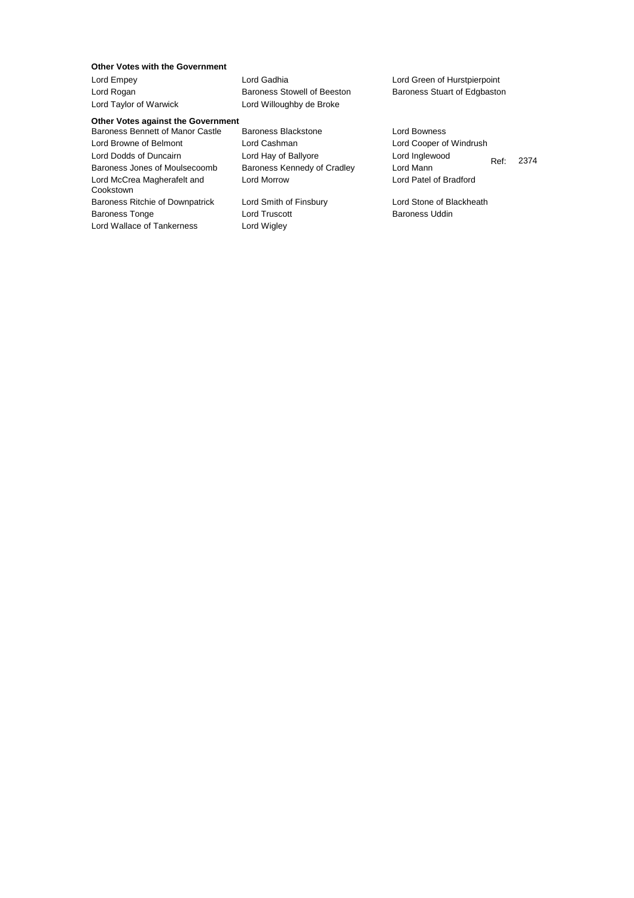**Other Votes with the Government**

Lord Empey
Lord Gadhia
Lord Green of Hurstpierpoint
Lord Rogan
Baroness Stowell of Beeston
Baroness Stuart of Edgbaston
Lord Taylor of Warwick
Lord Willoughby de Broke

**Other Votes against the Government**

Baroness Bennett of Manor Castle
Baroness Blackstone
Lord Bowness
Lord Browne of Belmont
Lord Cashman
Lord Cooper of Windrush
Lord Dodds of Duncairn
Lord Hay of Ballyore
Lord Inglewood
Baroness Jones of Moulsecoomb
Baroness Kennedy of Cradley
Lord Mann
Lord McCrea Magherafelt and Cookstown
Lord Morrow
Lord Patel of Bradford
Baroness Ritchie of Downpatrick
Lord Smith of Finsbury
Lord Stone of Blackheath
Baroness Tonge
Lord Truscott
Baroness Uddin
Lord Wallace of Tankerness
Lord Wigley

Ref: 2374